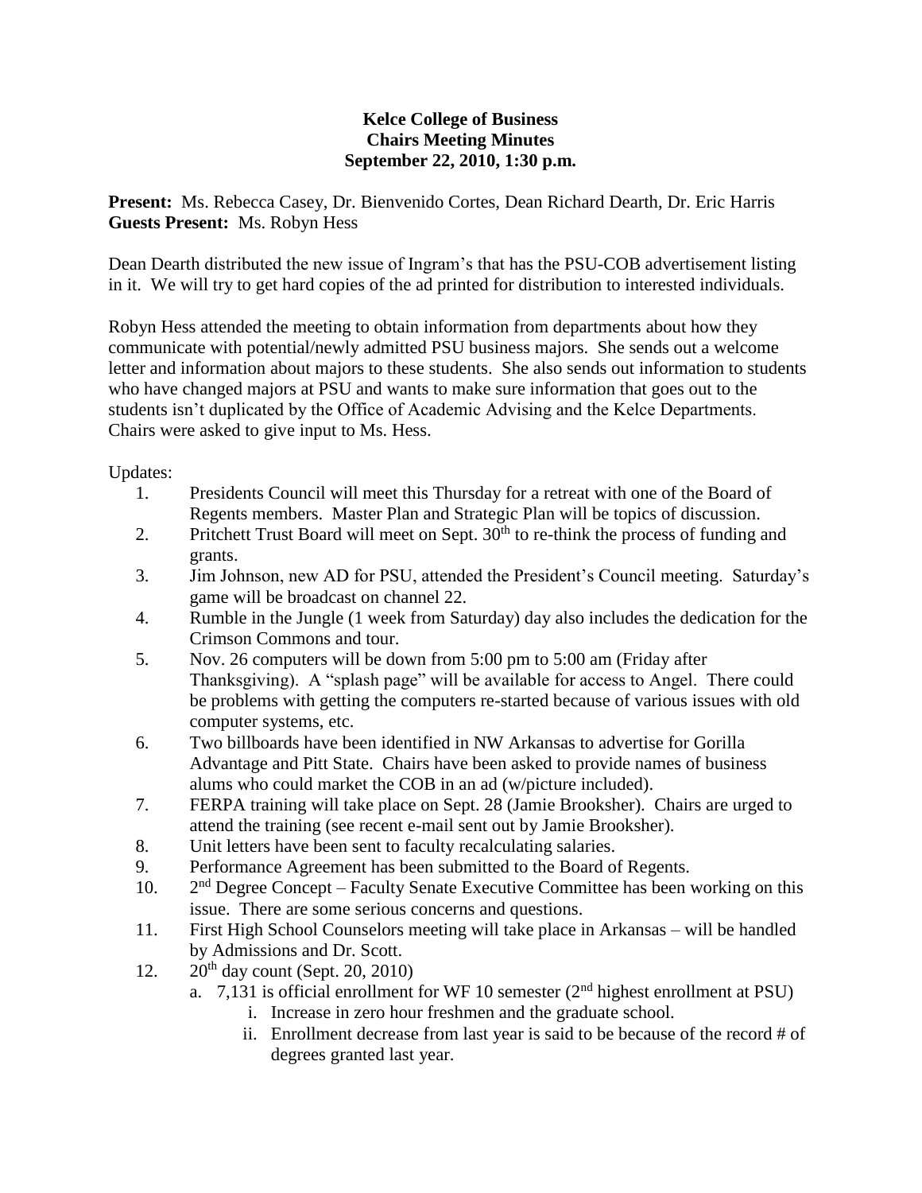**Kelce College of Business**
**Chairs Meeting Minutes**
**September 22, 2010, 1:30 p.m.**

**Present:** Ms. Rebecca Casey, Dr. Bienvenido Cortes, Dean Richard Dearth, Dr. Eric Harris
**Guests Present:** Ms. Robyn Hess

Dean Dearth distributed the new issue of Ingram's that has the PSU-COB advertisement listing in it. We will try to get hard copies of the ad printed for distribution to interested individuals.

Robyn Hess attended the meeting to obtain information from departments about how they communicate with potential/newly admitted PSU business majors. She sends out a welcome letter and information about majors to these students. She also sends out information to students who have changed majors at PSU and wants to make sure information that goes out to the students isn't duplicated by the Office of Academic Advising and the Kelce Departments. Chairs were asked to give input to Ms. Hess.

Updates:

1. Presidents Council will meet this Thursday for a retreat with one of the Board of Regents members. Master Plan and Strategic Plan will be topics of discussion.
2. Pritchett Trust Board will meet on Sept. 30th to re-think the process of funding and grants.
3. Jim Johnson, new AD for PSU, attended the President's Council meeting. Saturday's game will be broadcast on channel 22.
4. Rumble in the Jungle (1 week from Saturday) day also includes the dedication for the Crimson Commons and tour.
5. Nov. 26 computers will be down from 5:00 pm to 5:00 am (Friday after Thanksgiving). A "splash page" will be available for access to Angel. There could be problems with getting the computers re-started because of various issues with old computer systems, etc.
6. Two billboards have been identified in NW Arkansas to advertise for Gorilla Advantage and Pitt State. Chairs have been asked to provide names of business alums who could market the COB in an ad (w/picture included).
7. FERPA training will take place on Sept. 28 (Jamie Brooksher). Chairs are urged to attend the training (see recent e-mail sent out by Jamie Brooksher).
8. Unit letters have been sent to faculty recalculating salaries.
9. Performance Agreement has been submitted to the Board of Regents.
10. 2nd Degree Concept – Faculty Senate Executive Committee has been working on this issue. There are some serious concerns and questions.
11. First High School Counselors meeting will take place in Arkansas – will be handled by Admissions and Dr. Scott.
12. 20th day count (Sept. 20, 2010)
    a. 7,131 is official enrollment for WF 10 semester (2nd highest enrollment at PSU)
        i. Increase in zero hour freshmen and the graduate school.
        ii. Enrollment decrease from last year is said to be because of the record # of degrees granted last year.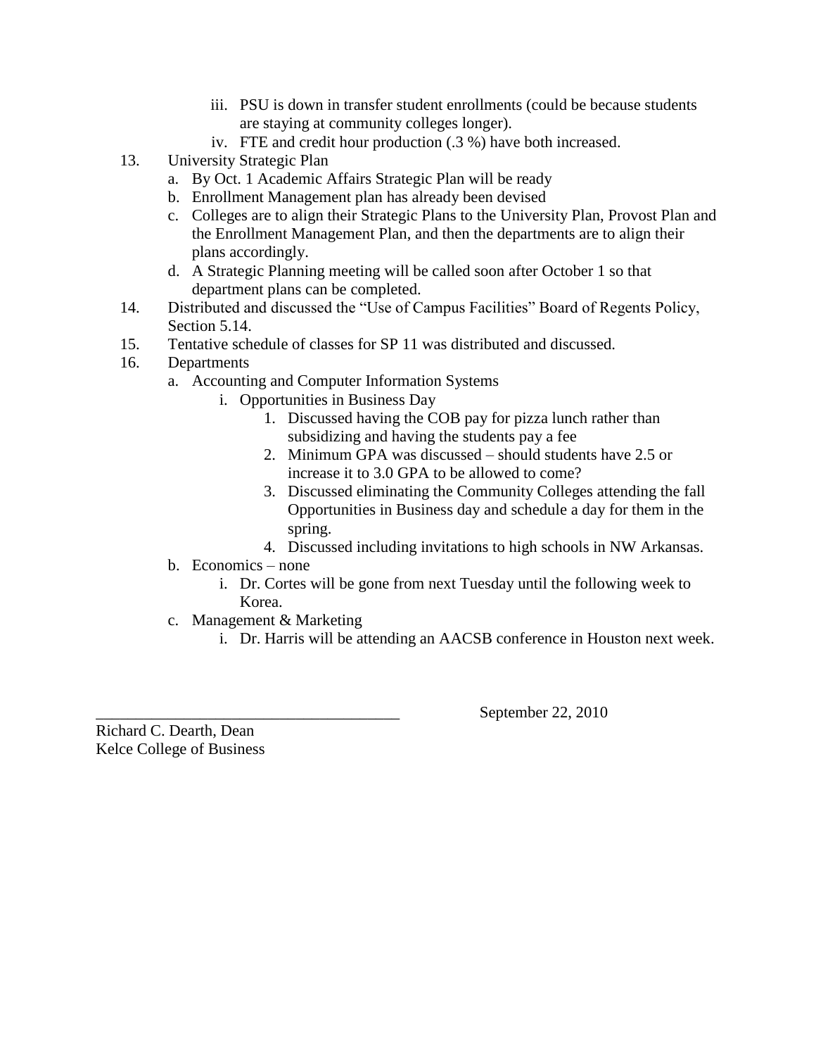iii. PSU is down in transfer student enrollments (could be because students are staying at community colleges longer).
   iv. FTE and credit hour production (.3 %) have both increased.

13. University Strategic Plan
    a. By Oct. 1 Academic Affairs Strategic Plan will be ready
    b. Enrollment Management plan has already been devised
    c. Colleges are to align their Strategic Plans to the University Plan, Provost Plan and the Enrollment Management Plan, and then the departments are to align their plans accordingly.
    d. A Strategic Planning meeting will be called soon after October 1 so that department plans can be completed.
14. Distributed and discussed the "Use of Campus Facilities" Board of Regents Policy, Section 5.14.
15. Tentative schedule of classes for SP 11 was distributed and discussed.
16. Departments
    a. Accounting and Computer Information Systems
       i. Opportunities in Business Day
          1. Discussed having the COB pay for pizza lunch rather than subsidizing and having the students pay a fee
          2. Minimum GPA was discussed – should students have 2.5 or increase it to 3.0 GPA to be allowed to come?
          3. Discussed eliminating the Community Colleges attending the fall Opportunities in Business day and schedule a day for them in the spring.
          4. Discussed including invitations to high schools in NW Arkansas.
    b. Economics – none
       i. Dr. Cortes will be gone from next Tuesday until the following week to Korea.
    c. Management & Marketing
       i. Dr. Harris will be attending an AACSB conference in Houston next week.

_______________________________________ September 22, 2010

Richard C. Dearth, Dean
Kelce College of Business